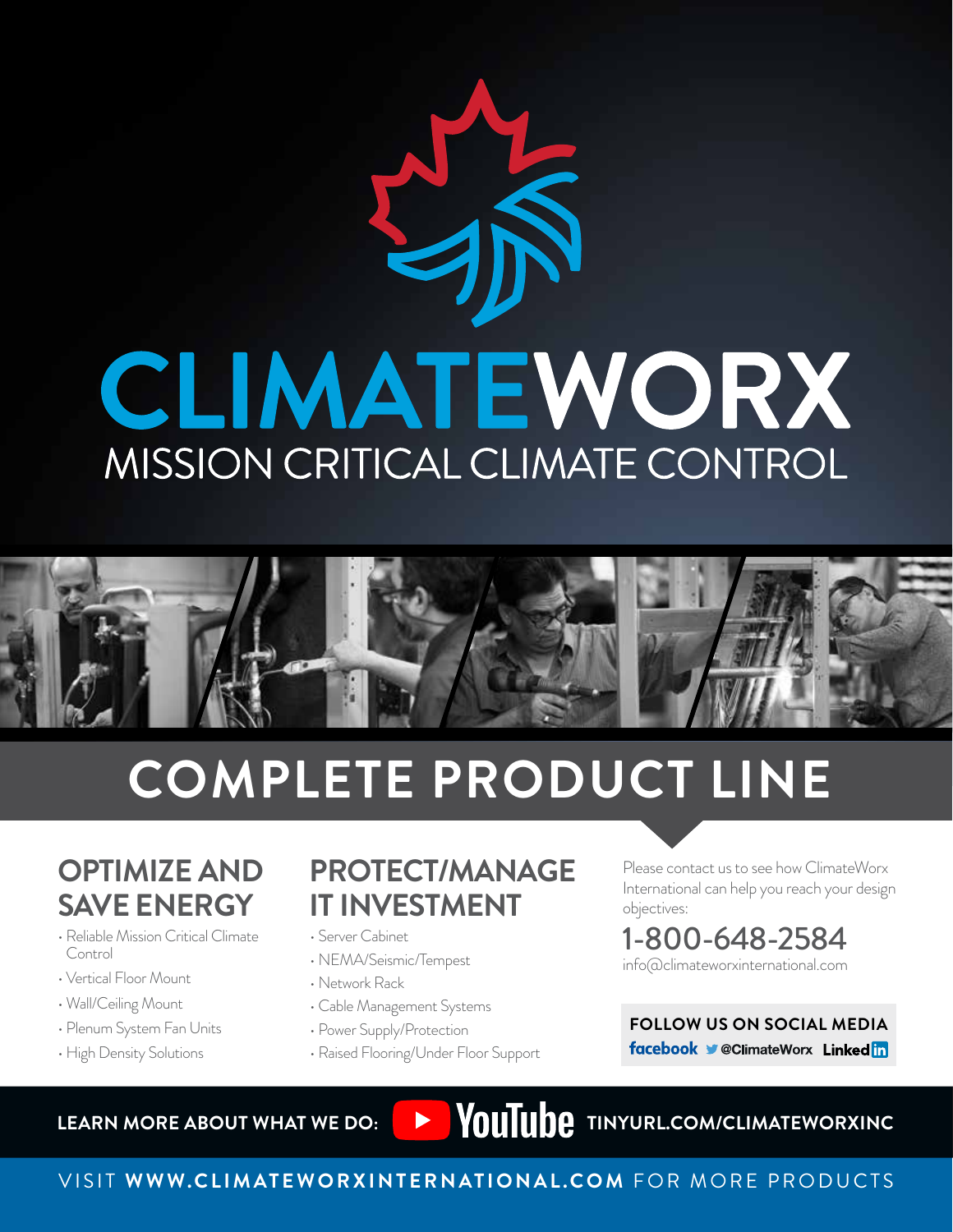# CLIMATEWORX

MISSION CRITICAL CLIMATE CONTROL

## COMPLETE PRODUCT LINE

### OPTIMIZE AND SAVE ENERGY

- Reliable Mission Critical Climate Control
- Vertical Floor Mount
- Wall/Ceiling Mount
- Plenum System Fan Units
- High Density Solutions

### PROTECT/MANAGE IT INVESTMENT

- Server Cabinet
- NEMA/Seismic/Tempest
- Network Rack
- Cable Management Systems
- Power Supply/Protection
- Raised Flooring/Under Floor Support

Please contact us to see how ClimateWorx International can help you reach your design objectives:

**1-800-648-2584**

info@climateworxinternational.com

**FOLLOW US ON SOCIAL MEDIA**

facebook @ClimateWorx LinkedIn

**LEARN MORE ABOUT WHAT WE DO:** YouTube **TINYURL.COM/CLIMATEWORXINC**

VISIT **WWW.CLIMATEWORXINTERNATIONAL.COM** FOR MORE PRODUCTS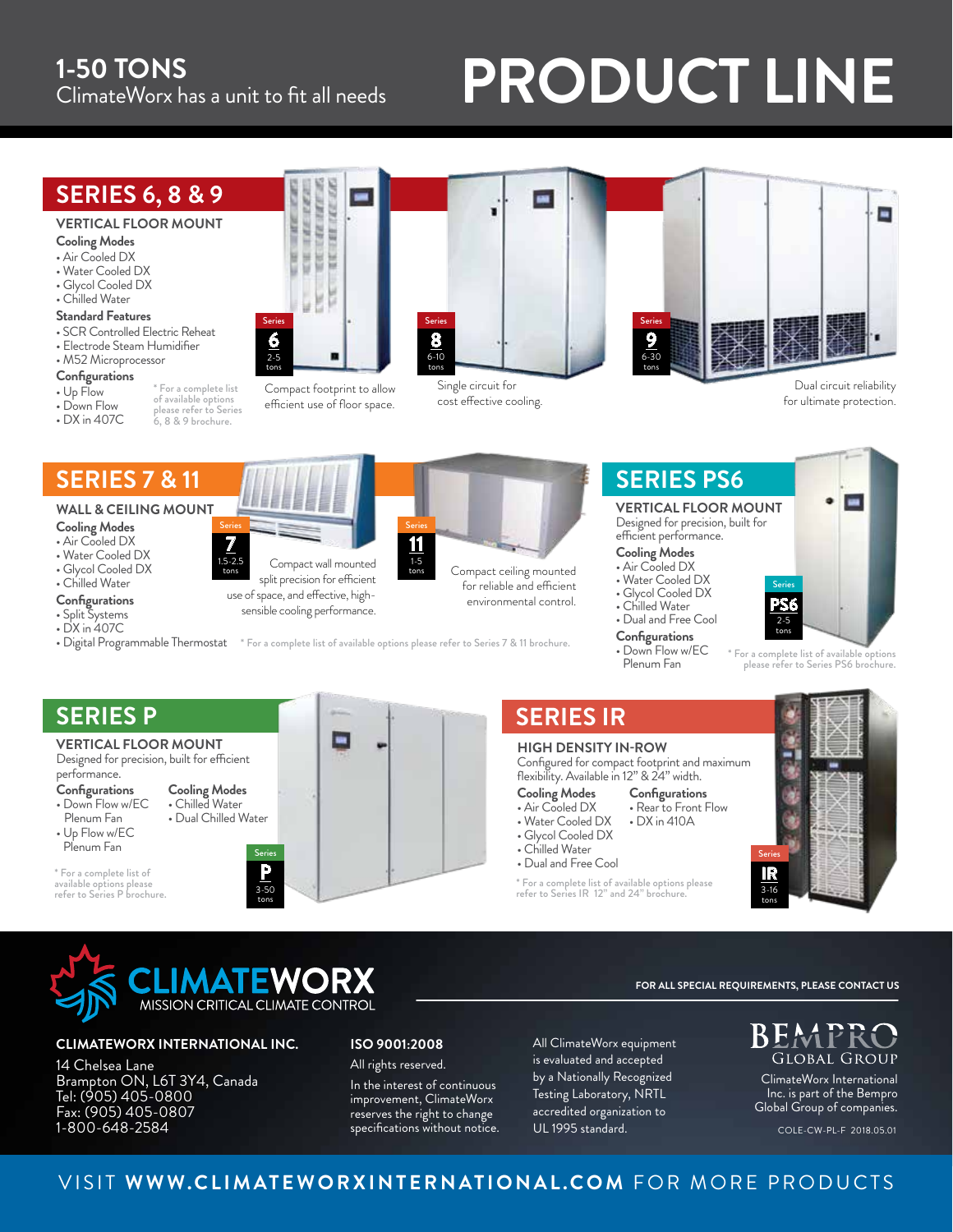**1-50 TONS**
ClimateWorx has a unit to fit all needs

# PRODUCT LINE

## SERIES 6, 8 & 9

### VERTICAL FLOOR MOUNT

**Cooling Modes**
- Air Cooled DX
- Water Cooled DX
- Glycol Cooled DX
- Chilled Water

**Standard Features**
- SCR Controlled Electric Reheat
- Electrode Steam Humidifier
- M52 Microprocessor

**Configurations**
- Up Flow
- Down Flow
- DX in 407C

* For a complete list of available options please refer to Series 6, 8 & 9 brochure.

Series 6 — 2-5 tons
Compact footprint to allow efficient use of floor space.

Series 8 — 6-10 tons
Single circuit for cost effective cooling.

Series 9 — 6-30 tons
Dual circuit reliability for ultimate protection.

## SERIES 7 & 11

### WALL & CEILING MOUNT

**Cooling Modes**
- Air Cooled DX
- Water Cooled DX
- Glycol Cooled DX
- Chilled Water

**Configurations**
- Split Systems
- DX in 407C
- Digital Programmable Thermostat

* For a complete list of available options please refer to Series 7 & 11 brochure.

Series 7 — 1.5-2.5 tons
Compact wall mounted split precision for efficient use of space, and effective, high-sensible cooling performance.

Series 11 — 1-5 tons
Compact ceiling mounted for reliable and efficient environmental control.

## SERIES PS6

### VERTICAL FLOOR MOUNT

Designed for precision, built for efficient performance.

**Cooling Modes**
- Air Cooled DX
- Water Cooled DX
- Glycol Cooled DX
- Chilled Water
- Dual and Free Cool

**Configurations**
- Down Flow w/EC Plenum Fan

Series PS6 — 2-5 tons

* For a complete list of available options please refer to Series PS6 brochure.

## SERIES P

### VERTICAL FLOOR MOUNT

Designed for precision, built for efficient performance.

**Configurations**
- Down Flow w/EC Plenum Fan
- Up Flow w/EC Plenum Fan

**Cooling Modes**
- Chilled Water
- Dual Chilled Water

* For a complete list of available options please refer to Series P brochure.

Series P — 3-50 tons

## SERIES IR

### HIGH DENSITY IN-ROW

Configured for compact footprint and maximum flexibility. Available in 12" & 24" width.

**Cooling Modes**
- Air Cooled DX
- Water Cooled DX
- Glycol Cooled DX
- Chilled Water
- Dual and Free Cool

**Configurations**
- Rear to Front Flow
- DX in 410A

* For a complete list of available options please refer to Series IR 12" and 24" brochure.

Series IR — 3-16 tons

---

**CLIMATEWORX**
MISSION CRITICAL CLIMATE CONTROL

FOR ALL SPECIAL REQUIREMENTS, PLEASE CONTACT US

**CLIMATEWORX INTERNATIONAL INC.**
14 Chelsea Lane
Brampton ON, L6T 3Y4, Canada
Tel: (905) 405-0800
Fax: (905) 405-0807
1-800-648-2584

**ISO 9001:2008**
All rights reserved.
In the interest of continuous improvement, ClimateWorx reserves the right to change specifications without notice.

All ClimateWorx equipment is evaluated and accepted by a Nationally Recognized Testing Laboratory, NRTL accredited organization to UL 1995 standard.

BEMPRO GLOBAL GROUP
ClimateWorx International Inc. is part of the Bempro Global Group of companies.

COLE-CW-PL-F 2018.05.01

VISIT **WWW.CLIMATEWORXINTERNATIONAL.COM** FOR MORE PRODUCTS